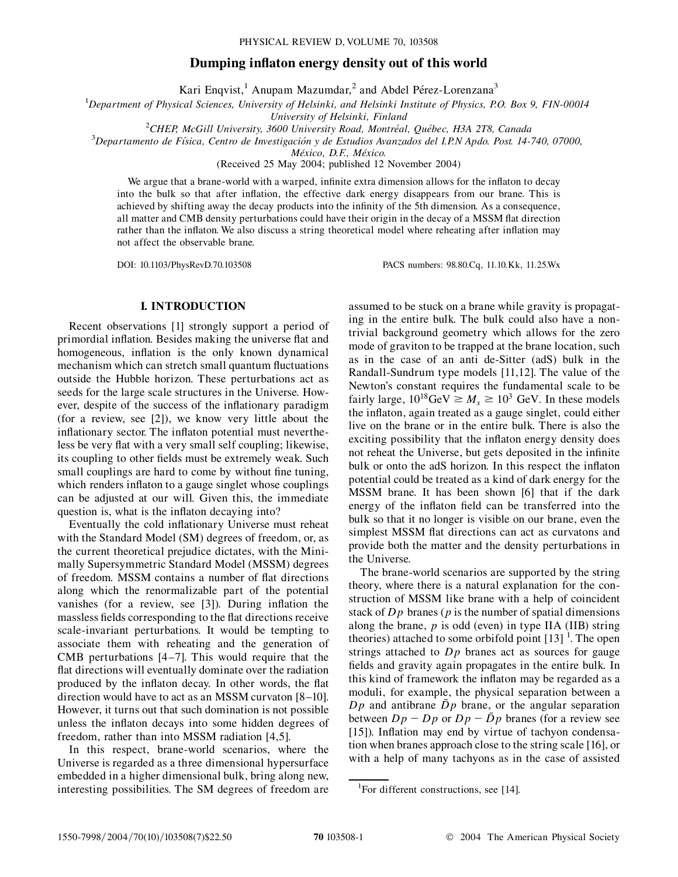# Dumping inflaton energy density out of this world

Kari Enqvist,[1] Anupam Mazumdar,[2] and Abdel Pérez-Lorenzana[3]

[1]Department of Physical Sciences, University of Helsinki, and Helsinki Institute of Physics, P.O. Box 9, FIN-00014 University of Helsinki, Finland

[2]CHEP, McGill University, 3600 University Road, Montréal, Québec, H3A 2T8, Canada

[3]Departamento de Física, Centro de Investigación y de Estudios Avanzados del I.P.N Apdo. Post. 14-740, 07000, México, D.F., México.

(Received 25 May 2004; published 12 November 2004)

We argue that a brane-world with a warped, infinite extra dimension allows for the inflaton to decay into the bulk so that after inflation, the effective dark energy disappears from our brane. This is achieved by shifting away the decay products into the infinity of the 5th dimension. As a consequence, all matter and CMB density perturbations could have their origin in the decay of a MSSM flat direction rather than the inflaton. We also discuss a string theoretical model where reheating after inflation may not affect the observable brane.

DOI: 10.1103/PhysRevD.70.103508 PACS numbers: 98.80.Cq, 11.10.Kk, 11.25.Wx

## I. INTRODUCTION

Recent observations [1] strongly support a period of primordial inflation. Besides making the universe flat and homogeneous, inflation is the only known dynamical mechanism which can stretch small quantum fluctuations outside the Hubble horizon. These perturbations act as seeds for the large scale structures in the Universe. However, despite of the success of the inflationary paradigm (for a review, see [2]), we know very little about the inflationary sector. The inflaton potential must nevertheless be very flat with a very small self coupling; likewise, its coupling to other fields must be extremely weak. Such small couplings are hard to come by without fine tuning, which renders inflaton to a gauge singlet whose couplings can be adjusted at our will. Given this, the immediate question is, what is the inflaton decaying into?

Eventually the cold inflationary Universe must reheat with the Standard Model (SM) degrees of freedom, or, as the current theoretical prejudice dictates, with the Minimally Supersymmetric Standard Model (MSSM) degrees of freedom. MSSM contains a number of flat directions along which the renormalizable part of the potential vanishes (for a review, see [3]). During inflation the massless fields corresponding to the flat directions receive scale-invariant perturbations. It would be tempting to associate them with reheating and the generation of CMB perturbations [4–7]. This would require that the flat directions will eventually dominate over the radiation produced by the inflaton decay. In other words, the flat direction would have to act as an MSSM curvaton [8–10]. However, it turns out that such domination is not possible unless the inflaton decays into some hidden degrees of freedom, rather than into MSSM radiation [4,5].

In this respect, brane-world scenarios, where the Universe is regarded as a three dimensional hypersurface embedded in a higher dimensional bulk, bring along new, interesting possibilities. The SM degrees of freedom are assumed to be stuck on a brane while gravity is propagating in the entire bulk. The bulk could also have a nontrivial background geometry which allows for the zero mode of graviton to be trapped at the brane location, such as in the case of an anti de-Sitter (adS) bulk in the Randall-Sundrum type models [11,12]. The value of the Newton's constant requires the fundamental scale to be fairly large, $10^{18}\text{GeV} \geq M_s \geq 10^3$ GeV. In these models the inflaton, again treated as a gauge singlet, could either live on the brane or in the entire bulk. There is also the exciting possibility that the inflaton energy density does not reheat the Universe, but gets deposited in the infinite bulk or onto the adS horizon. In this respect the inflaton potential could be treated as a kind of dark energy for the MSSM brane. It has been shown [6] that if the dark energy of the inflaton field can be transferred into the bulk so that it no longer is visible on our brane, even the simplest MSSM flat directions can act as curvatons and provide both the matter and the density perturbations in the Universe.

The brane-world scenarios are supported by the string theory, where there is a natural explanation for the construction of MSSM like brane with a help of coincident stack of $Dp$ branes ($p$ is the number of spatial dimensions along the brane, $p$ is odd (even) in type IIA (IIB) string theories) attached to some orbifold point [13] [1]. The open strings attached to $Dp$ branes act as sources for gauge fields and gravity again propagates in the entire bulk. In this kind of framework the inflaton may be regarded as a moduli, for example, the physical separation between a $Dp$ and antibrane $\bar{D}p$ brane, or the angular separation between $Dp - Dp$ or $Dp - \bar{D}p$ branes (for a review see [15]). Inflation may end by virtue of tachyon condensation when branes approach close to the string scale [16], or with a help of many tachyons as in the case of assisted

[1]For different constructions, see [14].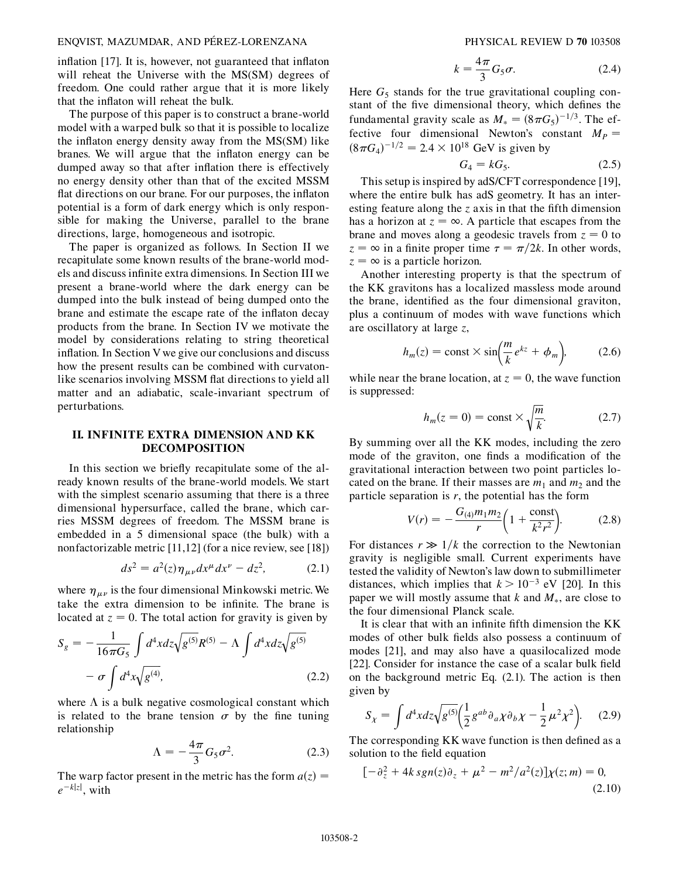inflation [17]. It is, however, not guaranteed that inflaton will reheat the Universe with the MS(SM) degrees of freedom. One could rather argue that it is more likely that the inflaton will reheat the bulk.

The purpose of this paper is to construct a brane-world model with a warped bulk so that it is possible to localize the inflaton energy density away from the MS(SM) like branes. We will argue that the inflaton energy can be dumped away so that after inflation there is effectively no energy density other than that of the excited MSSM flat directions on our brane. For our purposes, the inflaton potential is a form of dark energy which is only responsible for making the Universe, parallel to the brane directions, large, homogeneous and isotropic.

The paper is organized as follows. In Section II we recapitulate some known results of the brane-world models and discuss infinite extra dimensions. In Section III we present a brane-world where the dark energy can be dumped into the bulk instead of being dumped onto the brane and estimate the escape rate of the inflaton decay products from the brane. In Section IV we motivate the model by considerations relating to string theoretical inflation. In Section V we give our conclusions and discuss how the present results can be combined with curvaton-like scenarios involving MSSM flat directions to yield all matter and an adiabatic, scale-invariant spectrum of perturbations.

## II. INFINITE EXTRA DIMENSION AND KK DECOMPOSITION

In this section we briefly recapitulate some of the already known results of the brane-world models. We start with the simplest scenario assuming that there is a three dimensional hypersurface, called the brane, which carries MSSM degrees of freedom. The MSSM brane is embedded in a 5 dimensional space (the bulk) with a nonfactorizable metric [11,12] (for a nice review, see [18])

$$ds^2 = a^2(z)\eta_{\mu\nu}dx^\mu dx^\nu - dz^2, \tag{2.1}$$

where $\eta_{\mu\nu}$ is the four dimensional Minkowski metric. We take the extra dimension to be infinite. The brane is located at $z = 0$. The total action for gravity is given by

$$S_g = -\frac{1}{16\pi G_5}\int d^4x dz\sqrt{g^{(5)}}R^{(5)} - \Lambda\int d^4x dz\sqrt{g^{(5)}} - \sigma\int d^4x\sqrt{g^{(4)}}, \tag{2.2}$$

where $\Lambda$ is a bulk negative cosmological constant which is related to the brane tension $\sigma$ by the fine tuning relationship

$$\Lambda = -\frac{4\pi}{3}G_5\sigma^2. \tag{2.3}$$

The warp factor present in the metric has the form $a(z) = e^{-k|z|}$, with

$$k = \frac{4\pi}{3}G_5\sigma. \tag{2.4}$$

Here $G_5$ stands for the true gravitational coupling constant of the five dimensional theory, which defines the fundamental gravity scale as $M_* = (8\pi G_5)^{-1/3}$. The effective four dimensional Newton's constant $M_P = (8\pi G_4)^{-1/2} = 2.4\times 10^{18}$ GeV is given by

$$G_4 = kG_5. \tag{2.5}$$

This setup is inspired by adS/CFT correspondence [19], where the entire bulk has adS geometry. It has an interesting feature along the $z$ axis in that the fifth dimension has a horizon at $z = \infty$. A particle that escapes from the brane and moves along a geodesic travels from $z = 0$ to $z = \infty$ in a finite proper time $\tau = \pi/2k$. In other words, $z = \infty$ is a particle horizon.

Another interesting property is that the spectrum of the KK gravitons has a localized massless mode around the brane, identified as the four dimensional graviton, plus a continuum of modes with wave functions which are oscillatory at large $z$,

$$h_m(z) = \text{const}\times\sin\left(\frac{m}{k}e^{kz} + \phi_m\right), \tag{2.6}$$

while near the brane location, at $z = 0$, the wave function is suppressed:

$$h_m(z = 0) = \text{const}\times\sqrt{\frac{m}{k}}. \tag{2.7}$$

By summing over all the KK modes, including the zero mode of the graviton, one finds a modification of the gravitational interaction between two point particles located on the brane. If their masses are $m_1$ and $m_2$ and the particle separation is $r$, the potential has the form

$$V(r) = -\frac{G_{(4)}m_1m_2}{r}\left(1 + \frac{\text{const}}{k^2r^2}\right). \tag{2.8}$$

For distances $r \gg 1/k$ the correction to the Newtonian gravity is negligible small. Current experiments have tested the validity of Newton's law down to submillimeter distances, which implies that $k > 10^{-3}$ eV [20]. In this paper we will mostly assume that $k$ and $M_*$, are close to the four dimensional Planck scale.

It is clear that with an infinite fifth dimension the KK modes of other bulk fields also possess a continuum of modes [21], and may also have a quasilocalized mode [22]. Consider for instance the case of a scalar bulk field on the background metric Eq. (2.1). The action is then given by

$$S_\chi = \int d^4x dz\sqrt{g^{(5)}}\left(\frac{1}{2}g^{ab}\partial_a\chi\partial_b\chi - \frac{1}{2}\mu^2\chi^2\right). \tag{2.9}$$

The corresponding KK wave function is then defined as a solution to the field equation

$$[-\partial_z^2 + 4k\, sgn(z)\partial_z + \mu^2 - m^2/a^2(z)]\chi(z;m) = 0, \tag{2.10}$$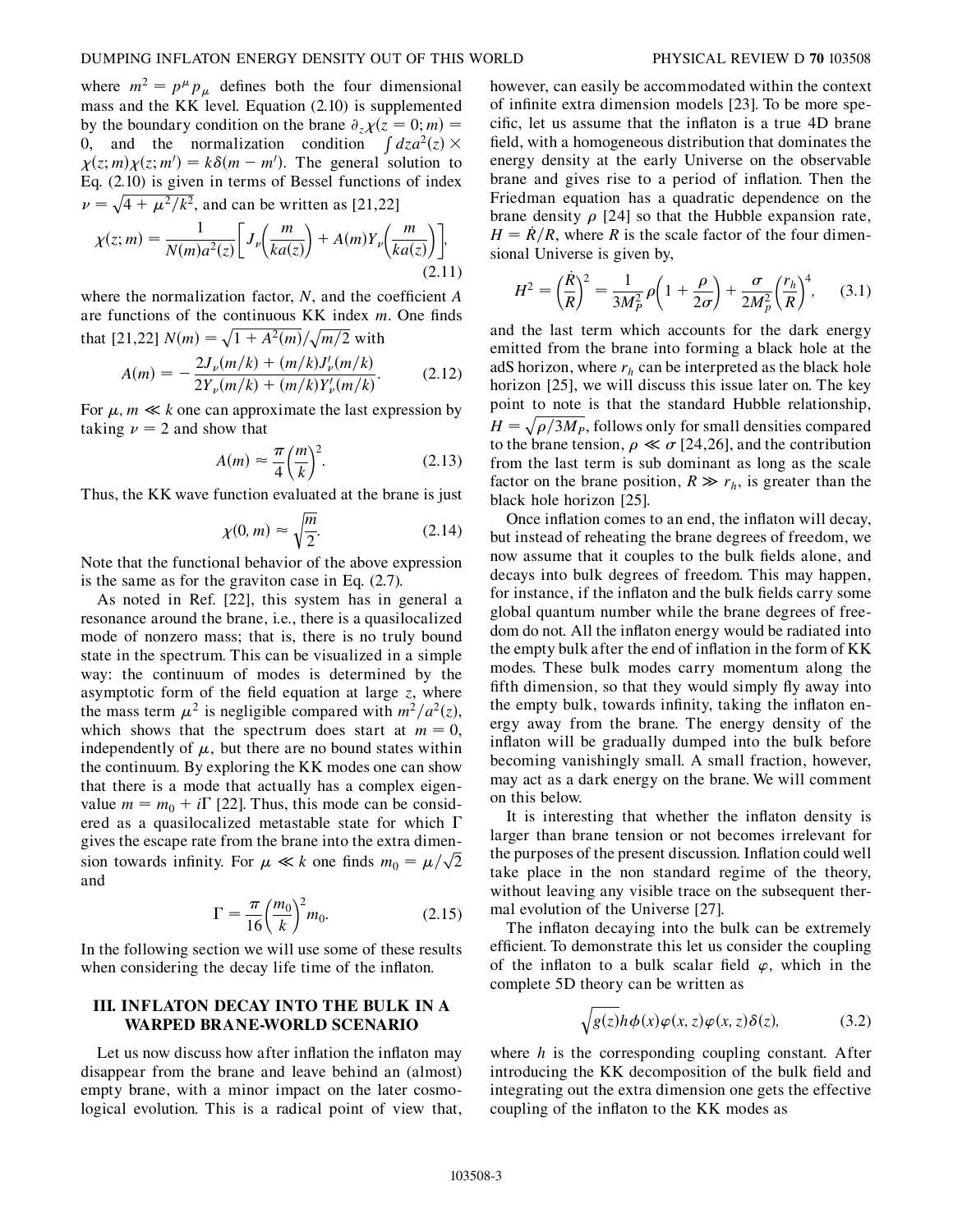where $m^2 = p^\mu p_\mu$ defines both the four dimensional mass and the KK level. Equation (2.10) is supplemented by the boundary condition on the brane $\partial_z \chi(z = 0; m) = 0$, and the normalization condition $\int dz a^2(z) \times \chi(z; m)\chi(z; m') = k\delta(m - m')$. The general solution to Eq. (2.10) is given in terms of Bessel functions of index $\nu = \sqrt{4 + \mu^2/k^2}$, and can be written as [21,22]

$$\chi(z; m) = \frac{1}{N(m)a^2(z)}\left[J_\nu\left(\frac{m}{ka(z)}\right) + A(m)Y_\nu\left(\frac{m}{ka(z)}\right)\right], \tag{2.11}$$

where the normalization factor, $N$, and the coefficient $A$ are functions of the continuous KK index $m$. One finds that [21,22] $N(m) = \sqrt{1 + A^2(m)}/\sqrt{m/2}$ with

$$A(m) = -\frac{2J_\nu(m/k) + (m/k)J'_\nu(m/k)}{2Y_\nu(m/k) + (m/k)Y'_\nu(m/k)}. \tag{2.12}$$

For $\mu, m \ll k$ one can approximate the last expression by taking $\nu = 2$ and show that

$$A(m) \approx \frac{\pi}{4}\left(\frac{m}{k}\right)^2. \tag{2.13}$$

Thus, the KK wave function evaluated at the brane is just

$$\chi(0, m) \approx \sqrt{\frac{m}{2}}. \tag{2.14}$$

Note that the functional behavior of the above expression is the same as for the graviton case in Eq. (2.7).

As noted in Ref. [22], this system has in general a resonance around the brane, i.e., there is a quasilocalized mode of nonzero mass; that is, there is no truly bound state in the spectrum. This can be visualized in a simple way: the continuum of modes is determined by the asymptotic form of the field equation at large $z$, where the mass term $\mu^2$ is negligible compared with $m^2/a^2(z)$, which shows that the spectrum does start at $m = 0$, independently of $\mu$, but there are no bound states within the continuum. By exploring the KK modes one can show that there is a mode that actually has a complex eigenvalue $m = m_0 + i\Gamma$ [22]. Thus, this mode can be considered as a quasilocalized metastable state for which $\Gamma$ gives the escape rate from the brane into the extra dimension towards infinity. For $\mu \ll k$ one finds $m_0 = \mu/\sqrt{2}$ and

$$\Gamma = \frac{\pi}{16}\left(\frac{m_0}{k}\right)^2 m_0. \tag{2.15}$$

In the following section we will use some of these results when considering the decay life time of the inflaton.

## III. INFLATON DECAY INTO THE BULK IN A WARPED BRANE-WORLD SCENARIO

Let us now discuss how after inflation the inflaton may disappear from the brane and leave behind an (almost) empty brane, with a minor impact on the later cosmological evolution. This is a radical point of view that, however, can easily be accommodated within the context of infinite extra dimension models [23]. To be more specific, let us assume that the inflaton is a true 4D brane field, with a homogeneous distribution that dominates the energy density at the early Universe on the observable brane and gives rise to a period of inflation. Then the Friedman equation has a quadratic dependence on the brane density $\rho$ [24] so that the Hubble expansion rate, $H = \dot{R}/R$, where $R$ is the scale factor of the four dimensional Universe is given by,

$$H^2 = \left(\frac{\dot{R}}{R}\right)^2 = \frac{1}{3M_P^2}\rho\left(1 + \frac{\rho}{2\sigma}\right) + \frac{\sigma}{2M_P^2}\left(\frac{r_h}{R}\right)^4, \tag{3.1}$$

and the last term which accounts for the dark energy emitted from the brane into forming a black hole at the adS horizon, where $r_h$ can be interpreted as the black hole horizon [25], we will discuss this issue later on. The key point to note is that the standard Hubble relationship, $H = \sqrt{\rho/3M_P}$, follows only for small densities compared to the brane tension, $\rho \ll \sigma$ [24,26], and the contribution from the last term is sub dominant as long as the scale factor on the brane position, $R \gg r_h$, is greater than the black hole horizon [25].

Once inflation comes to an end, the inflaton will decay, but instead of reheating the brane degrees of freedom, we now assume that it couples to the bulk fields alone, and decays into bulk degrees of freedom. This may happen, for instance, if the inflaton and the bulk fields carry some global quantum number while the brane degrees of freedom do not. All the inflaton energy would be radiated into the empty bulk after the end of inflation in the form of KK modes. These bulk modes carry momentum along the fifth dimension, so that they would simply fly away into the empty bulk, towards infinity, taking the inflaton energy away from the brane. The energy density of the inflaton will be gradually dumped into the bulk before becoming vanishingly small. A small fraction, however, may act as a dark energy on the brane. We will comment on this below.

It is interesting that whether the inflaton density is larger than brane tension or not becomes irrelevant for the purposes of the present discussion. Inflation could well take place in the non standard regime of the theory, without leaving any visible trace on the subsequent thermal evolution of the Universe [27].

The inflaton decaying into the bulk can be extremely efficient. To demonstrate this let us consider the coupling of the inflaton to a bulk scalar field $\varphi$, which in the complete 5D theory can be written as

$$\sqrt{g(z)}h\phi(x)\varphi(x, z)\varphi(x, z)\delta(z), \tag{3.2}$$

where $h$ is the corresponding coupling constant. After introducing the KK decomposition of the bulk field and integrating out the extra dimension one gets the effective coupling of the inflaton to the KK modes as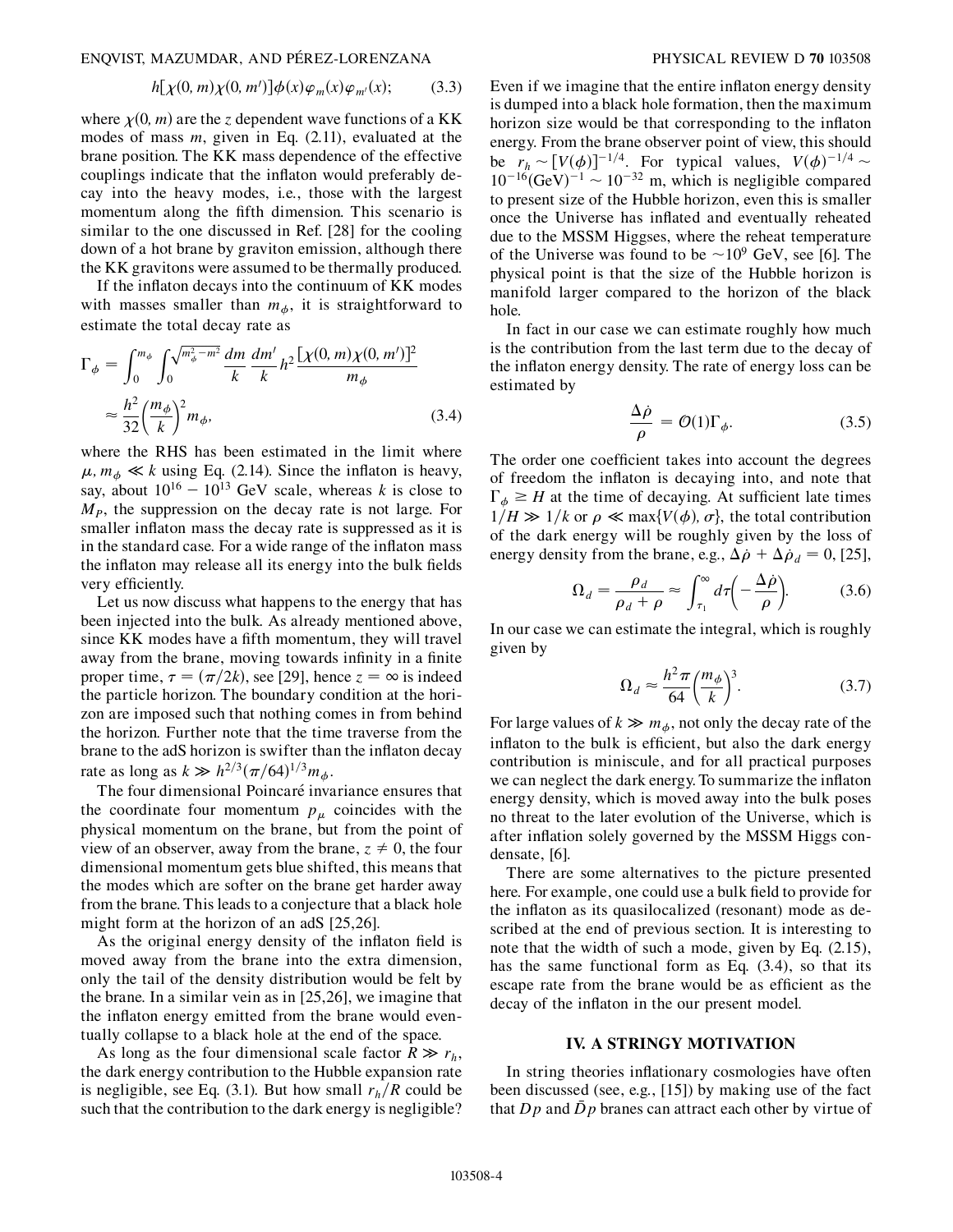$$h[\chi(0,m)\chi(0,m')]\phi(x)\varphi_m(x)\varphi_{m'}(x); \tag{3.3}$$

where $\chi(0,m)$ are the $z$ dependent wave functions of a KK modes of mass $m$, given in Eq. (2.11), evaluated at the brane position. The KK mass dependence of the effective couplings indicate that the inflaton would preferably decay into the heavy modes, i.e., those with the largest momentum along the fifth dimension. This scenario is similar to the one discussed in Ref. [28] for the cooling down of a hot brane by graviton emission, although there the KK gravitons were assumed to be thermally produced.

If the inflaton decays into the continuum of KK modes with masses smaller than $m_\phi$, it is straightforward to estimate the total decay rate as

$$\Gamma_\phi = \int_0^{m_\phi}\int_0^{\sqrt{m_\phi^2-m^2}} \frac{dm}{k}\frac{dm'}{k} h^2 \frac{[\chi(0,m)\chi(0,m')]^2}{m_\phi} \approx \frac{h^2}{32}\left(\frac{m_\phi}{k}\right)^2 m_\phi, \tag{3.4}$$

where the RHS has been estimated in the limit where $\mu, m_\phi \ll k$ using Eq. (2.14). Since the inflaton is heavy, say, about $10^{16} - 10^{13}$ GeV scale, whereas $k$ is close to $M_P$, the suppression on the decay rate is not large. For smaller inflaton mass the decay rate is suppressed as it is in the standard case. For a wide range of the inflaton mass the inflaton may release all its energy into the bulk fields very efficiently.

Let us now discuss what happens to the energy that has been injected into the bulk. As already mentioned above, since KK modes have a fifth momentum, they will travel away from the brane, moving towards infinity in a finite proper time, $\tau = (\pi/2k)$, see [29], hence $z = \infty$ is indeed the particle horizon. The boundary condition at the horizon are imposed such that nothing comes in from behind the horizon. Further note that the time traverse from the brane to the adS horizon is swifter than the inflaton decay rate as long as $k \gg h^{2/3}(\pi/64)^{1/3} m_\phi$.

The four dimensional Poincaré invariance ensures that the coordinate four momentum $p_\mu$ coincides with the physical momentum on the brane, but from the point of view of an observer, away from the brane, $z \neq 0$, the four dimensional momentum gets blue shifted, this means that the modes which are softer on the brane get harder away from the brane. This leads to a conjecture that a black hole might form at the horizon of an adS [25,26].

As the original energy density of the inflaton field is moved away from the brane into the extra dimension, only the tail of the density distribution would be felt by the brane. In a similar vein as in [25,26], we imagine that the inflaton energy emitted from the brane would eventually collapse to a black hole at the end of the space.

As long as the four dimensional scale factor $R \gg r_h$, the dark energy contribution to the Hubble expansion rate is negligible, see Eq. (3.1). But how small $r_h/R$ could be such that the contribution to the dark energy is negligible? Even if we imagine that the entire inflaton energy density is dumped into a black hole formation, then the maximum horizon size would be that corresponding to the inflaton energy. From the brane observer point of view, this should be $r_h \sim [V(\phi)]^{-1/4}$. For typical values, $V(\phi)^{-1/4} \sim 10^{-16}(\mathrm{GeV})^{-1} \sim 10^{-32}$ m, which is negligible compared to present size of the Hubble horizon, even this is smaller once the Universe has inflated and eventually reheated due to the MSSM Higgses, where the reheat temperature of the Universe was found to be $\sim 10^9$ GeV, see [6]. The physical point is that the size of the Hubble horizon is manifold larger compared to the horizon of the black hole.

In fact in our case we can estimate roughly how much is the contribution from the last term due to the decay of the inflaton energy density. The rate of energy loss can be estimated by

$$\frac{\Delta\dot{\rho}}{\rho} = \mathcal{O}(1)\Gamma_\phi. \tag{3.5}$$

The order one coefficient takes into account the degrees of freedom the inflaton is decaying into, and note that $\Gamma_\phi \gtrsim H$ at the time of decaying. At sufficient late times $1/H \gg 1/k$ or $\rho \ll \max\{V(\phi), \sigma\}$, the total contribution of the dark energy will be roughly given by the loss of energy density from the brane, e.g., $\Delta\dot{\rho} + \Delta\dot{\rho}_d = 0$, [25],

$$\Omega_d = \frac{\rho_d}{\rho_d + \rho} \approx \int_{\tau_1}^{\infty} d\tau\left(-\frac{\Delta\dot{\rho}}{\rho}\right). \tag{3.6}$$

In our case we can estimate the integral, which is roughly given by

$$\Omega_d \approx \frac{h^2\pi}{64}\left(\frac{m_\phi}{k}\right)^3. \tag{3.7}$$

For large values of $k \gg m_\phi$, not only the decay rate of the inflaton to the bulk is efficient, but also the dark energy contribution is miniscule, and for all practical purposes we can neglect the dark energy. To summarize the inflaton energy density, which is moved away into the bulk poses no threat to the later evolution of the Universe, which is after inflation solely governed by the MSSM Higgs condensate, [6].

There are some alternatives to the picture presented here. For example, one could use a bulk field to provide for the inflaton as its quasilocalized (resonant) mode as described at the end of previous section. It is interesting to note that the width of such a mode, given by Eq. (2.15), has the same functional form as Eq. (3.4), so that its escape rate from the brane would be as efficient as the decay of the inflaton in the our present model.

## IV. A STRINGY MOTIVATION

In string theories inflationary cosmologies have often been discussed (see, e.g., [15]) by making use of the fact that $Dp$ and $\bar{D}p$ branes can attract each other by virtue of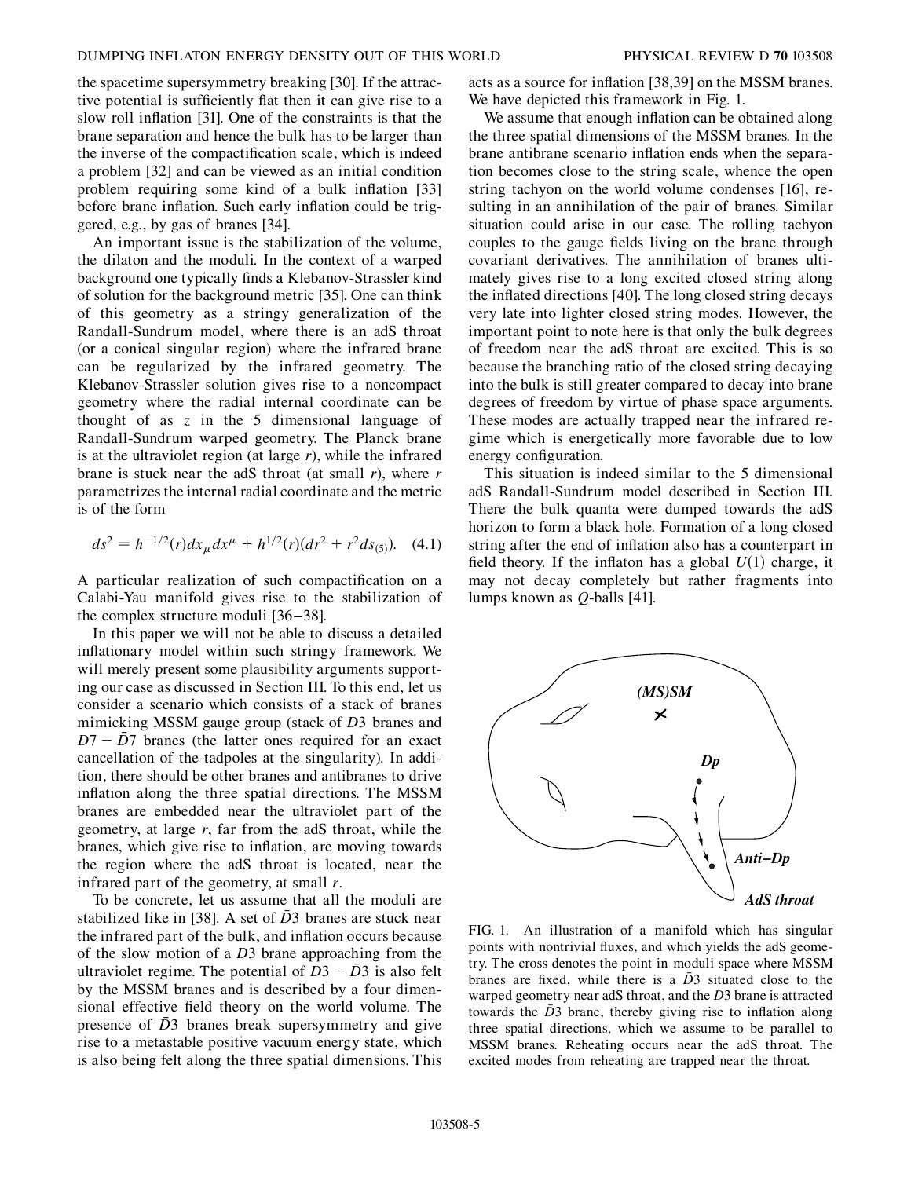the spacetime supersymmetry breaking [30]. If the attractive potential is sufficiently flat then it can give rise to a slow roll inflation [31]. One of the constraints is that the brane separation and hence the bulk has to be larger than the inverse of the compactification scale, which is indeed a problem [32] and can be viewed as an initial condition problem requiring some kind of a bulk inflation [33] before brane inflation. Such early inflation could be triggered, e.g., by gas of branes [34].

An important issue is the stabilization of the volume, the dilaton and the moduli. In the context of a warped background one typically finds a Klebanov-Strassler kind of solution for the background metric [35]. One can think of this geometry as a stringy generalization of the Randall-Sundrum model, where there is an adS throat (or a conical singular region) where the infrared brane can be regularized by the infrared geometry. The Klebanov-Strassler solution gives rise to a noncompact geometry where the radial internal coordinate can be thought of as $z$ in the 5 dimensional language of Randall-Sundrum warped geometry. The Planck brane is at the ultraviolet region (at large $r$), while the infrared brane is stuck near the adS throat (at small $r$), where $r$ parametrizes the internal radial coordinate and the metric is of the form

$$ds^2 = h^{-1/2}(r) dx_\mu dx^\mu + h^{1/2}(r)(dr^2 + r^2 ds_{(5)}). \quad (4.1)$$

A particular realization of such compactification on a Calabi-Yau manifold gives rise to the stabilization of the complex structure moduli [36–38].

In this paper we will not be able to discuss a detailed inflationary model within such stringy framework. We will merely present some plausibility arguments supporting our case as discussed in Section III. To this end, let us consider a scenario which consists of a stack of branes mimicking MSSM gauge group (stack of $D3$ branes and $D7 - \bar{D}7$ branes (the latter ones required for an exact cancellation of the tadpoles at the singularity). In addition, there should be other branes and antibranes to drive inflation along the three spatial directions. The MSSM branes are embedded near the ultraviolet part of the geometry, at large $r$, far from the adS throat, while the branes, which give rise to inflation, are moving towards the region where the adS throat is located, near the infrared part of the geometry, at small $r$.

To be concrete, let us assume that all the moduli are stabilized like in [38]. A set of $\bar{D}3$ branes are stuck near the infrared part of the bulk, and inflation occurs because of the slow motion of a $D3$ brane approaching from the ultraviolet regime. The potential of $D3 - \bar{D}3$ is also felt by the MSSM branes and is described by a four dimensional effective field theory on the world volume. The presence of $\bar{D}3$ branes break supersymmetry and give rise to a metastable positive vacuum energy state, which is also being felt along the three spatial dimensions. This acts as a source for inflation [38,39] on the MSSM branes. We have depicted this framework in Fig. 1.

We assume that enough inflation can be obtained along the three spatial dimensions of the MSSM branes. In the brane antibrane scenario inflation ends when the separation becomes close to the string scale, whence the open string tachyon on the world volume condenses [16], resulting in an annihilation of the pair of branes. Similar situation could arise in our case. The rolling tachyon couples to the gauge fields living on the brane through covariant derivatives. The annihilation of branes ultimately gives rise to a long excited closed string along the inflated directions [40]. The long closed string decays very late into lighter closed string modes. However, the important point to note here is that only the bulk degrees of freedom near the adS throat are excited. This is so because the branching ratio of the closed string decaying into the bulk is still greater compared to decay into brane degrees of freedom by virtue of phase space arguments. These modes are actually trapped near the infrared regime which is energetically more favorable due to low energy configuration.

This situation is indeed similar to the 5 dimensional adS Randall-Sundrum model described in Section III. There the bulk quanta were dumped towards the adS horizon to form a black hole. Formation of a long closed string after the end of inflation also has a counterpart in field theory. If the inflaton has a global $U(1)$ charge, it may not decay completely but rather fragments into lumps known as $Q$-balls [41].

FIG. 1. An illustration of a manifold which has singular points with nontrivial fluxes, and which yields the adS geometry. The cross denotes the point in moduli space where MSSM branes are fixed, while there is a $\bar{D}3$ situated close to the warped geometry near adS throat, and the $D3$ brane is attracted towards the $\bar{D}3$ brane, thereby giving rise to inflation along three spatial directions, which we assume to be parallel to MSSM branes. Reheating occurs near the adS throat. The excited modes from reheating are trapped near the throat.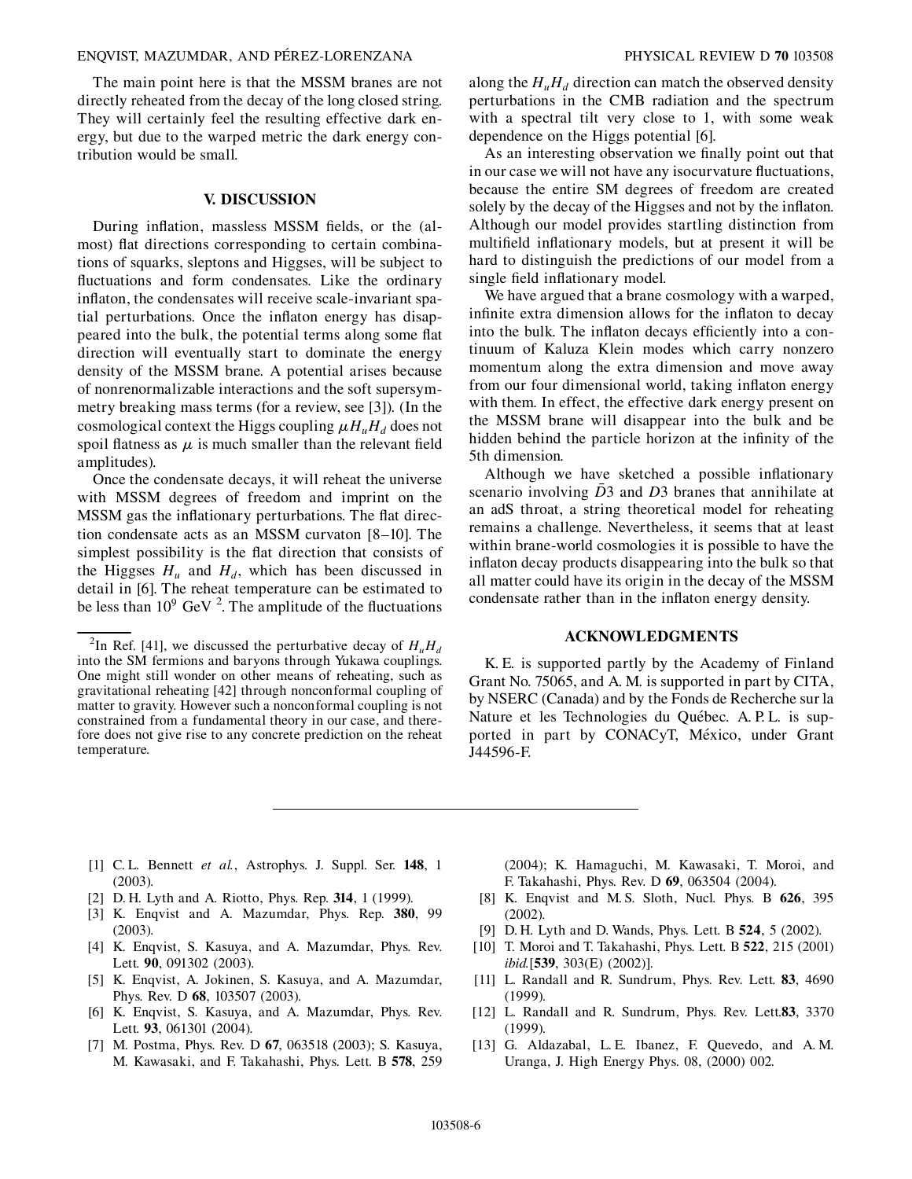The main point here is that the MSSM branes are not directly reheated from the decay of the long closed string. They will certainly feel the resulting effective dark energy, but due to the warped metric the dark energy contribution would be small.

## V. DISCUSSION

During inflation, massless MSSM fields, or the (almost) flat directions corresponding to certain combinations of squarks, sleptons and Higgses, will be subject to fluctuations and form condensates. Like the ordinary inflaton, the condensates will receive scale-invariant spatial perturbations. Once the inflaton energy has disappeared into the bulk, the potential terms along some flat direction will eventually start to dominate the energy density of the MSSM brane. A potential arises because of nonrenormalizable interactions and the soft supersymmetry breaking mass terms (for a review, see [3]). (In the cosmological context the Higgs coupling $\mu H_u H_d$ does not spoil flatness as $\mu$ is much smaller than the relevant field amplitudes).

Once the condensate decays, it will reheat the universe with MSSM degrees of freedom and imprint on the MSSM gas the inflationary perturbations. The flat direction condensate acts as an MSSM curvaton [8–10]. The simplest possibility is the flat direction that consists of the Higgses $H_u$ and $H_d$, which has been discussed in detail in [6]. The reheat temperature can be estimated to be less than $10^9$ GeV [2]. The amplitude of the fluctuations along the $H_u H_d$ direction can match the observed density perturbations in the CMB radiation and the spectrum with a spectral tilt very close to 1, with some weak dependence on the Higgs potential [6].

As an interesting observation we finally point out that in our case we will not have any isocurvature fluctuations, because the entire SM degrees of freedom are created solely by the decay of the Higgses and not by the inflaton. Although our model provides startling distinction from multifield inflationary models, but at present it will be hard to distinguish the predictions of our model from a single field inflationary model.

We have argued that a brane cosmology with a warped, infinite extra dimension allows for the inflaton to decay into the bulk. The inflaton decays efficiently into a continuum of Kaluza Klein modes which carry nonzero momentum along the extra dimension and move away from our four dimensional world, taking inflaton energy with them. In effect, the effective dark energy present on the MSSM brane will disappear into the bulk and be hidden behind the particle horizon at the infinity of the 5th dimension.

Although we have sketched a possible inflationary scenario involving $\bar{D}3$ and $D3$ branes that annihilate at an adS throat, a string theoretical model for reheating remains a challenge. Nevertheless, it seems that at least within brane-world cosmologies it is possible to have the inflaton decay products disappearing into the bulk so that all matter could have its origin in the decay of the MSSM condensate rather than in the inflaton energy density.

[2] In Ref. [41], we discussed the perturbative decay of $H_u H_d$ into the SM fermions and baryons through Yukawa couplings. One might still wonder on other means of reheating, such as gravitational reheating [42] through nonconformal coupling of matter to gravity. However such a nonconformal coupling is not constrained from a fundamental theory in our case, and therefore does not give rise to any concrete prediction on the reheat temperature.

## ACKNOWLEDGMENTS

K. E. is supported partly by the Academy of Finland Grant No. 75065, and A. M. is supported in part by CITA, by NSERC (Canada) and by the Fonds de Recherche sur la Nature et les Technologies du Québec. A. P. L. is supported in part by CONACyT, México, under Grant J44596-F.

---

[1] C. L. Bennett *et al.*, Astrophys. J. Suppl. Ser. **148**, 1 (2003).

[2] D. H. Lyth and A. Riotto, Phys. Rep. **314**, 1 (1999).

[3] K. Enqvist and A. Mazumdar, Phys. Rep. **380**, 99 (2003).

[4] K. Enqvist, S. Kasuya, and A. Mazumdar, Phys. Rev. Lett. **90**, 091302 (2003).

[5] K. Enqvist, A. Jokinen, S. Kasuya, and A. Mazumdar, Phys. Rev. D **68**, 103507 (2003).

[6] K. Enqvist, S. Kasuya, and A. Mazumdar, Phys. Rev. Lett. **93**, 061301 (2004).

[7] M. Postma, Phys. Rev. D **67**, 063518 (2003); S. Kasuya, M. Kawasaki, and F. Takahashi, Phys. Lett. B **578**, 259 (2004); K. Hamaguchi, M. Kawasaki, T. Moroi, and F. Takahashi, Phys. Rev. D **69**, 063504 (2004).

[8] K. Enqvist and M. S. Sloth, Nucl. Phys. B **626**, 395 (2002).

[9] D. H. Lyth and D. Wands, Phys. Lett. B **524**, 5 (2002).

[10] T. Moroi and T. Takahashi, Phys. Lett. B **522**, 215 (2001) *ibid.*[**539**, 303(E) (2002)].

[11] L. Randall and R. Sundrum, Phys. Rev. Lett. **83**, 4690 (1999).

[12] L. Randall and R. Sundrum, Phys. Rev. Lett.**83**, 3370 (1999).

[13] G. Aldazabal, L. E. Ibanez, F. Quevedo, and A. M. Uranga, J. High Energy Phys. 08, (2000) 002.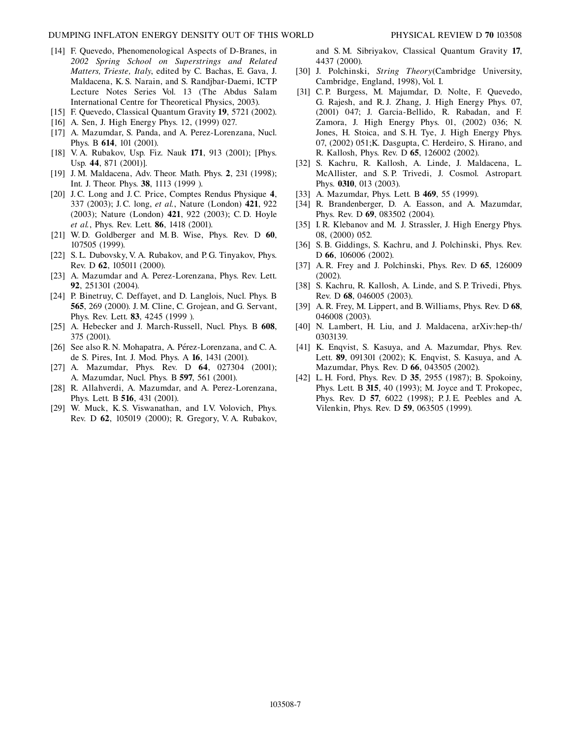[14] F. Quevedo, Phenomenological Aspects of D-Branes, in *2002 Spring School on Superstrings and Related Matters, Trieste, Italy*, edited by C. Bachas, E. Gava, J. Maldacena, K. S. Narain, and S. Randjbar-Daemi, ICTP Lecture Notes Series Vol. 13 (The Abdus Salam International Centre for Theoretical Physics, 2003).

[15] F. Quevedo, Classical Quantum Gravity **19**, 5721 (2002).

[16] A. Sen, J. High Energy Phys. 12, (1999) 027.

[17] A. Mazumdar, S. Panda, and A. Perez-Lorenzana, Nucl. Phys. B **614**, 101 (2001).

[18] V. A. Rubakov, Usp. Fiz. Nauk **171**, 913 (2001); [Phys. Usp. **44**, 871 (2001)].

[19] J. M. Maldacena, Adv. Theor. Math. Phys. **2**, 231 (1998); Int. J. Theor. Phys. **38**, 1113 (1999 ).

[20] J. C. Long and J. C. Price, Comptes Rendus Physique **4**, 337 (2003); J. C. long, *et al.*, Nature (London) **421**, 922 (2003); Nature (London) **421**, 922 (2003); C. D. Hoyle *et al.*, Phys. Rev. Lett. **86**, 1418 (2001).

[21] W. D. Goldberger and M. B. Wise, Phys. Rev. D **60**, 107505 (1999).

[22] S. L. Dubovsky, V. A. Rubakov, and P. G. Tinyakov, Phys. Rev. D **62**, 105011 (2000).

[23] A. Mazumdar and A. Perez-Lorenzana, Phys. Rev. Lett. **92**, 251301 (2004).

[24] P. Binetruy, C. Deffayet, and D. Langlois, Nucl. Phys. B **565**, 269 (2000). J. M. Cline, C. Grojean, and G. Servant, Phys. Rev. Lett. **83**, 4245 (1999 ).

[25] A. Hebecker and J. March-Russell, Nucl. Phys. B **608**, 375 (2001).

[26] See also R. N. Mohapatra, A. Pérez-Lorenzana, and C. A. de S. Pires, Int. J. Mod. Phys. A **16**, 1431 (2001).

[27] A. Mazumdar, Phys. Rev. D **64**, 027304 (2001); A. Mazumdar, Nucl. Phys. B **597**, 561 (2001).

[28] R. Allahverdi, A. Mazumdar, and A. Perez-Lorenzana, Phys. Lett. B **516**, 431 (2001).

[29] W. Muck, K. S. Viswanathan, and I. V. Volovich, Phys. Rev. D **62**, 105019 (2000); R. Gregory, V. A. Rubakov, and S. M. Sibriyakov, Classical Quantum Gravity **17**, 4437 (2000).

[30] J. Polchinski, *String Theory*(Cambridge University, Cambridge, England, 1998), Vol. I.

[31] C. P. Burgess, M. Majumdar, D. Nolte, F. Quevedo, G. Rajesh, and R. J. Zhang, J. High Energy Phys. 07, (2001) 047; J. Garcia-Bellido, R. Rabadan, and F. Zamora, J. High Energy Phys. 01, (2002) 036; N. Jones, H. Stoica, and S. H. Tye, J. High Energy Phys. 07, (2002) 051;K. Dasgupta, C. Herdeiro, S. Hirano, and R. Kallosh, Phys. Rev. D **65**, 126002 (2002).

[32] S. Kachru, R. Kallosh, A. Linde, J. Maldacena, L. McAllister, and S. P. Trivedi, J. Cosmol. Astropart. Phys. **0310**, 013 (2003).

[33] A. Mazumdar, Phys. Lett. B **469**, 55 (1999).

[34] R. Brandenberger, D. A. Easson, and A. Mazumdar, Phys. Rev. D **69**, 083502 (2004).

[35] I. R. Klebanov and M. J. Strassler, J. High Energy Phys. 08, (2000) 052.

[36] S. B. Giddings, S. Kachru, and J. Polchinski, Phys. Rev. D **66**, 106006 (2002).

[37] A. R. Frey and J. Polchinski, Phys. Rev. D **65**, 126009 (2002).

[38] S. Kachru, R. Kallosh, A. Linde, and S. P. Trivedi, Phys. Rev. D **68**, 046005 (2003).

[39] A. R. Frey, M. Lippert, and B. Williams, Phys. Rev. D **68**, 046008 (2003).

[40] N. Lambert, H. Liu, and J. Maldacena, arXiv:hep-th/0303139.

[41] K. Enqvist, S. Kasuya, and A. Mazumdar, Phys. Rev. Lett. **89**, 091301 (2002); K. Enqvist, S. Kasuya, and A. Mazumdar, Phys. Rev. D **66**, 043505 (2002).

[42] L. H. Ford, Phys. Rev. D **35**, 2955 (1987); B. Spokoiny, Phys. Lett. B **315**, 40 (1993); M. Joyce and T. Prokopec, Phys. Rev. D **57**, 6022 (1998); P. J. E. Peebles and A. Vilenkin, Phys. Rev. D **59**, 063505 (1999).